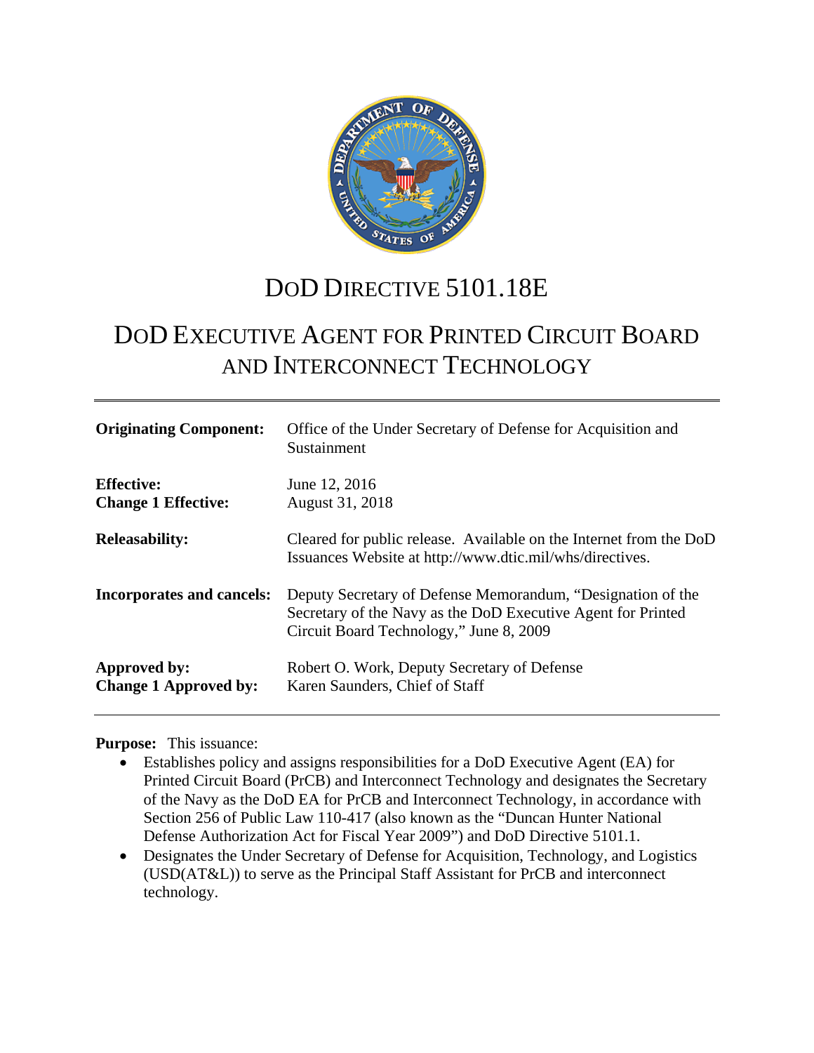# DoD Directive 5101.18E

# DoD Executive Agent for Printed Circuit Board and Interconnect Technology

| | |
|---|---|
| **Originating Component:** | Office of the Under Secretary of Defense for Acquisition and Sustainment |
| **Effective:** | June 12, 2016 |
| **Change 1 Effective:** | August 31, 2018 |
| **Releasability:** | Cleared for public release. Available on the Internet from the DoD Issuances Website at http://www.dtic.mil/whs/directives. |
| **Incorporates and cancels:** | Deputy Secretary of Defense Memorandum, "Designation of the Secretary of the Navy as the DoD Executive Agent for Printed Circuit Board Technology," June 8, 2009 |
| **Approved by:** | Robert O. Work, Deputy Secretary of Defense |
| **Change 1 Approved by:** | Karen Saunders, Chief of Staff |

**Purpose:** This issuance:

- Establishes policy and assigns responsibilities for a DoD Executive Agent (EA) for Printed Circuit Board (PrCB) and Interconnect Technology and designates the Secretary of the Navy as the DoD EA for PrCB and Interconnect Technology, in accordance with Section 256 of Public Law 110-417 (also known as the "Duncan Hunter National Defense Authorization Act for Fiscal Year 2009") and DoD Directive 5101.1.
- Designates the Under Secretary of Defense for Acquisition, Technology, and Logistics (USD(AT&L)) to serve as the Principal Staff Assistant for PrCB and interconnect technology.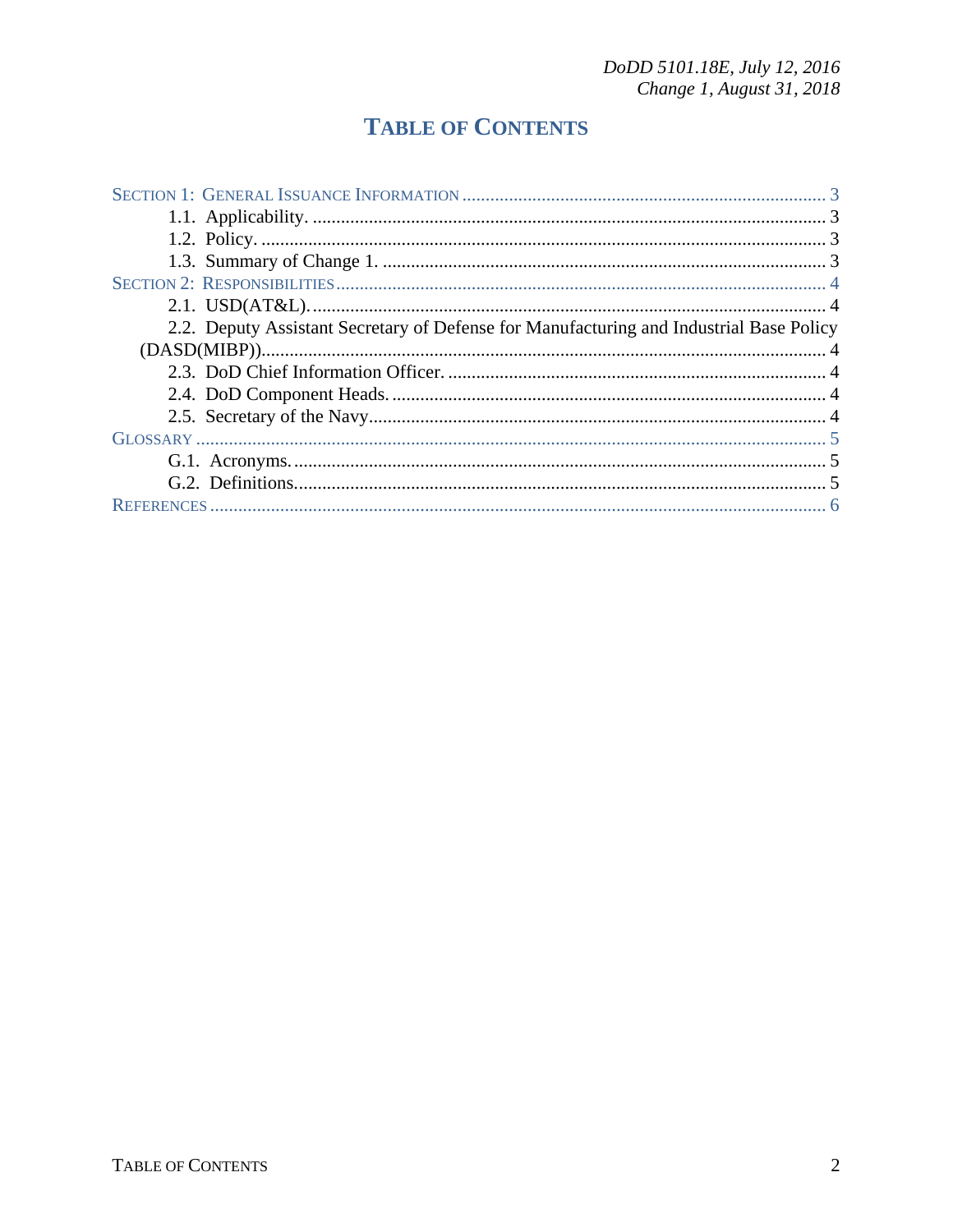# TABLE OF CONTENTS

SECTION 1: GENERAL ISSUANCE INFORMATION ............ 3

- 1.1. Applicability. ............ 3
- 1.2. Policy. ............ 3
- 1.3. Summary of Change 1. ............ 3

SECTION 2: RESPONSIBILITIES ............ 4

- 2.1. USD(AT&L). ............ 4
- 2.2. Deputy Assistant Secretary of Defense for Manufacturing and Industrial Base Policy (DASD(MIBP)). ............ 4
- 2.3. DoD Chief Information Officer. ............ 4
- 2.4. DoD Component Heads. ............ 4
- 2.5. Secretary of the Navy. ............ 4

GLOSSARY ............ 5

- G.1. Acronyms. ............ 5
- G.2. Definitions. ............ 5

REFERENCES ............ 6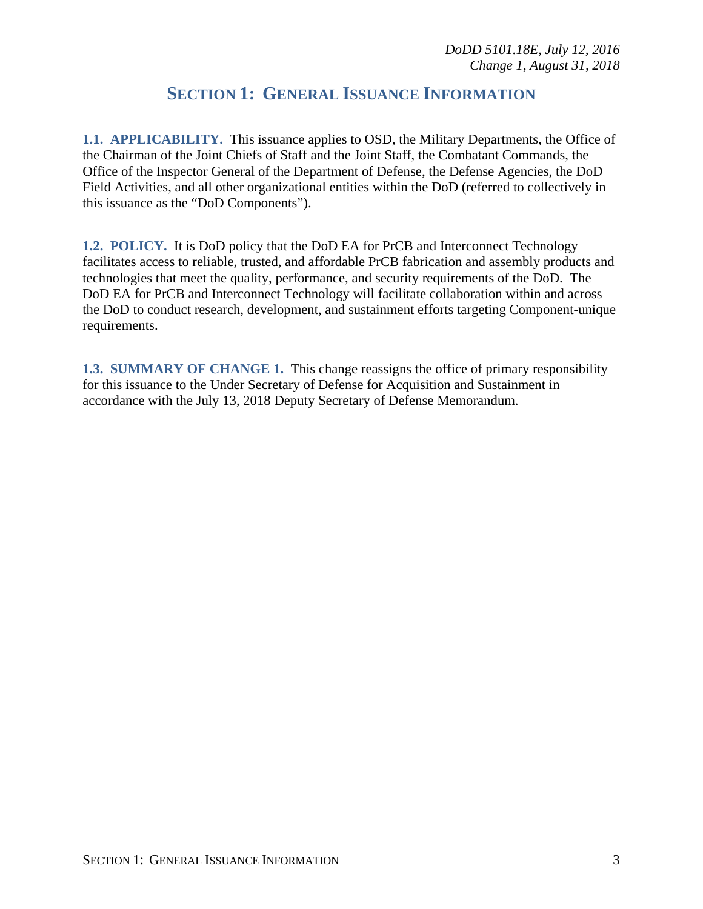# SECTION 1: GENERAL ISSUANCE INFORMATION

**1.1. APPLICABILITY.** This issuance applies to OSD, the Military Departments, the Office of the Chairman of the Joint Chiefs of Staff and the Joint Staff, the Combatant Commands, the Office of the Inspector General of the Department of Defense, the Defense Agencies, the DoD Field Activities, and all other organizational entities within the DoD (referred to collectively in this issuance as the "DoD Components").

**1.2. POLICY.** It is DoD policy that the DoD EA for PrCB and Interconnect Technology facilitates access to reliable, trusted, and affordable PrCB fabrication and assembly products and technologies that meet the quality, performance, and security requirements of the DoD. The DoD EA for PrCB and Interconnect Technology will facilitate collaboration within and across the DoD to conduct research, development, and sustainment efforts targeting Component-unique requirements.

**1.3. SUMMARY OF CHANGE 1.** This change reassigns the office of primary responsibility for this issuance to the Under Secretary of Defense for Acquisition and Sustainment in accordance with the July 13, 2018 Deputy Secretary of Defense Memorandum.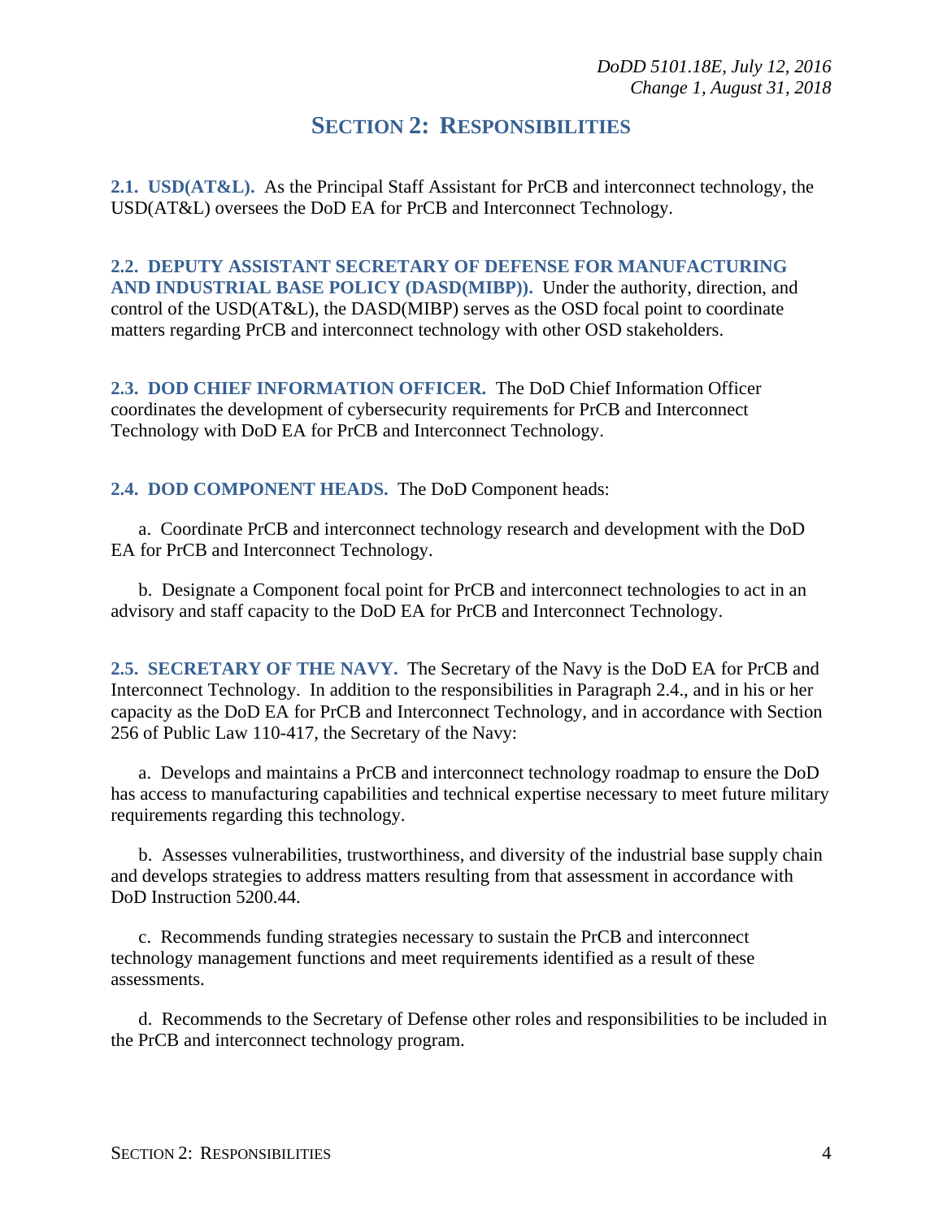## SECTION 2: RESPONSIBILITIES

**2.1. USD(AT&L).** As the Principal Staff Assistant for PrCB and interconnect technology, the USD(AT&L) oversees the DoD EA for PrCB and Interconnect Technology.

**2.2. DEPUTY ASSISTANT SECRETARY OF DEFENSE FOR MANUFACTURING AND INDUSTRIAL BASE POLICY (DASD(MIBP)).** Under the authority, direction, and control of the USD(AT&L), the DASD(MIBP) serves as the OSD focal point to coordinate matters regarding PrCB and interconnect technology with other OSD stakeholders.

**2.3. DOD CHIEF INFORMATION OFFICER.** The DoD Chief Information Officer coordinates the development of cybersecurity requirements for PrCB and Interconnect Technology with DoD EA for PrCB and Interconnect Technology.

**2.4. DOD COMPONENT HEADS.** The DoD Component heads:

a. Coordinate PrCB and interconnect technology research and development with the DoD EA for PrCB and Interconnect Technology.

b. Designate a Component focal point for PrCB and interconnect technologies to act in an advisory and staff capacity to the DoD EA for PrCB and Interconnect Technology.

**2.5. SECRETARY OF THE NAVY.** The Secretary of the Navy is the DoD EA for PrCB and Interconnect Technology. In addition to the responsibilities in Paragraph 2.4., and in his or her capacity as the DoD EA for PrCB and Interconnect Technology, and in accordance with Section 256 of Public Law 110-417, the Secretary of the Navy:

a. Develops and maintains a PrCB and interconnect technology roadmap to ensure the DoD has access to manufacturing capabilities and technical expertise necessary to meet future military requirements regarding this technology.

b. Assesses vulnerabilities, trustworthiness, and diversity of the industrial base supply chain and develops strategies to address matters resulting from that assessment in accordance with DoD Instruction 5200.44.

c. Recommends funding strategies necessary to sustain the PrCB and interconnect technology management functions and meet requirements identified as a result of these assessments.

d. Recommends to the Secretary of Defense other roles and responsibilities to be included in the PrCB and interconnect technology program.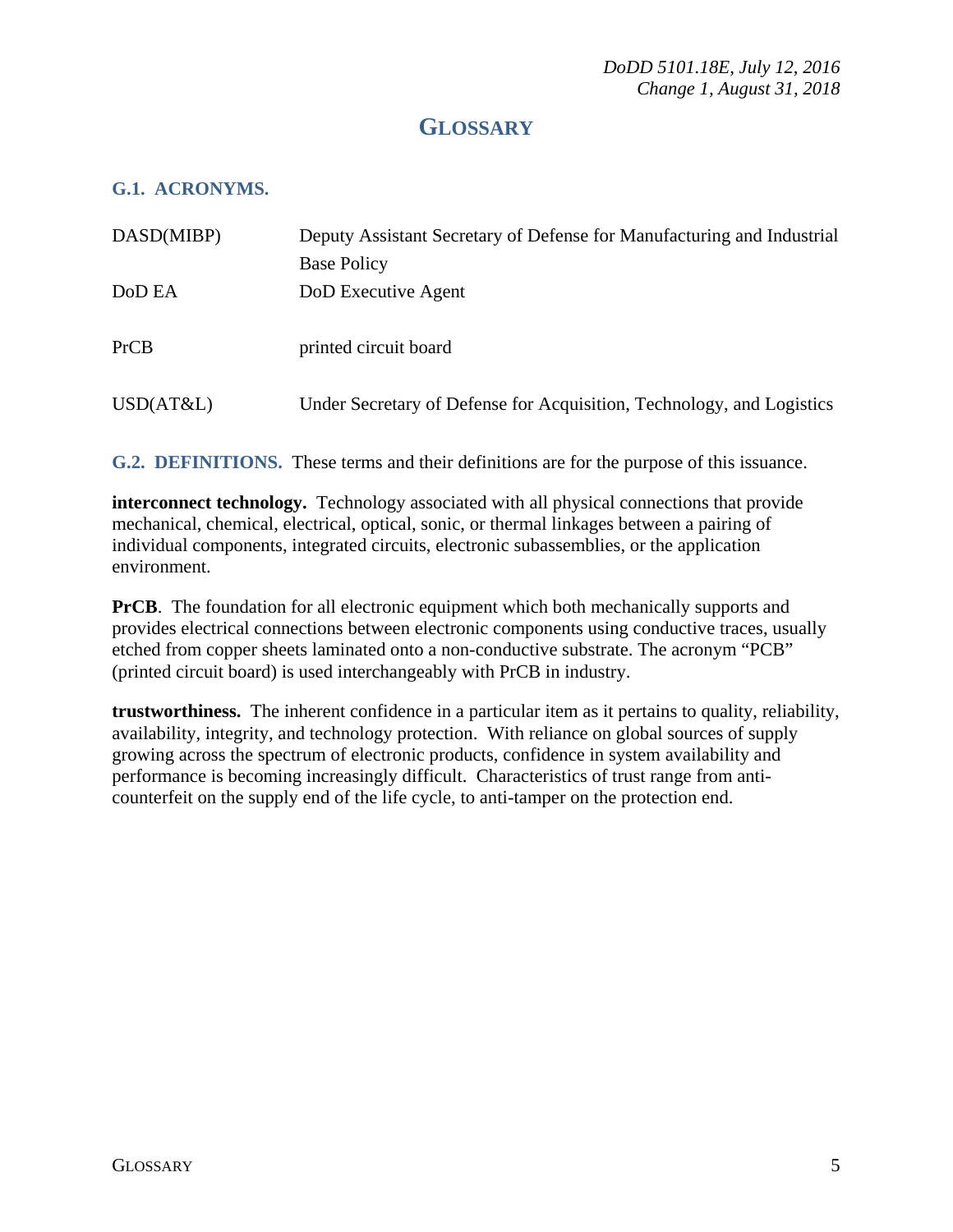# GLOSSARY

## G.1. ACRONYMS.

| | |
|---|---|
| DASD(MIBP) | Deputy Assistant Secretary of Defense for Manufacturing and Industrial Base Policy |
| DoD EA | DoD Executive Agent |
| PrCB | printed circuit board |
| USD(AT&L) | Under Secretary of Defense for Acquisition, Technology, and Logistics |

## G.2. DEFINITIONS.

These terms and their definitions are for the purpose of this issuance.

**interconnect technology.** Technology associated with all physical connections that provide mechanical, chemical, electrical, optical, sonic, or thermal linkages between a pairing of individual components, integrated circuits, electronic subassemblies, or the application environment.

**PrCB**. The foundation for all electronic equipment which both mechanically supports and provides electrical connections between electronic components using conductive traces, usually etched from copper sheets laminated onto a non-conductive substrate. The acronym "PCB" (printed circuit board) is used interchangeably with PrCB in industry.

**trustworthiness.** The inherent confidence in a particular item as it pertains to quality, reliability, availability, integrity, and technology protection. With reliance on global sources of supply growing across the spectrum of electronic products, confidence in system availability and performance is becoming increasingly difficult. Characteristics of trust range from anti-counterfeit on the supply end of the life cycle, to anti-tamper on the protection end.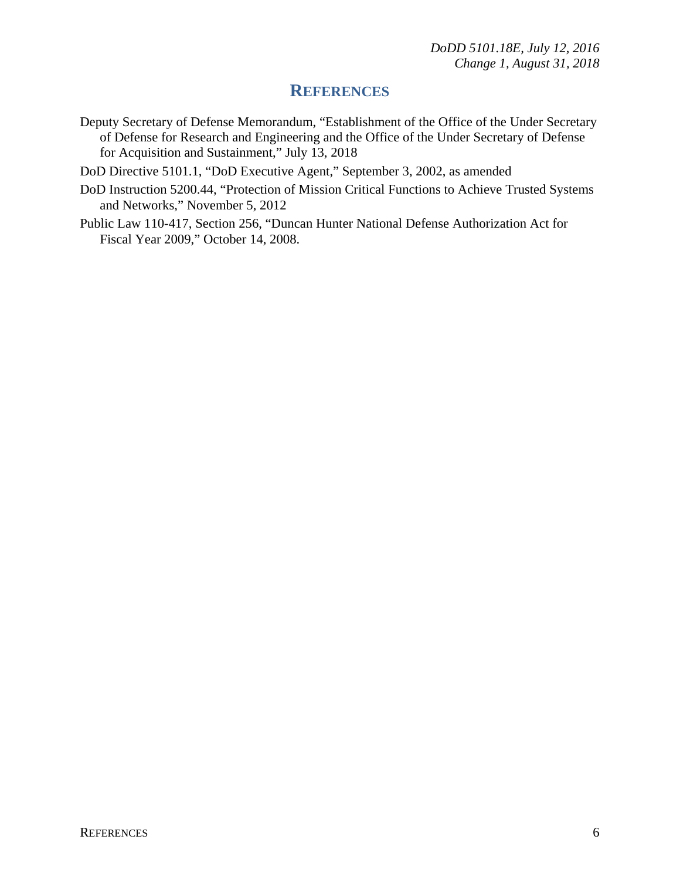## REFERENCES

Deputy Secretary of Defense Memorandum, "Establishment of the Office of the Under Secretary of Defense for Research and Engineering and the Office of the Under Secretary of Defense for Acquisition and Sustainment," July 13, 2018

DoD Directive 5101.1, "DoD Executive Agent," September 3, 2002, as amended

DoD Instruction 5200.44, "Protection of Mission Critical Functions to Achieve Trusted Systems and Networks," November 5, 2012

Public Law 110-417, Section 256, "Duncan Hunter National Defense Authorization Act for Fiscal Year 2009," October 14, 2008.